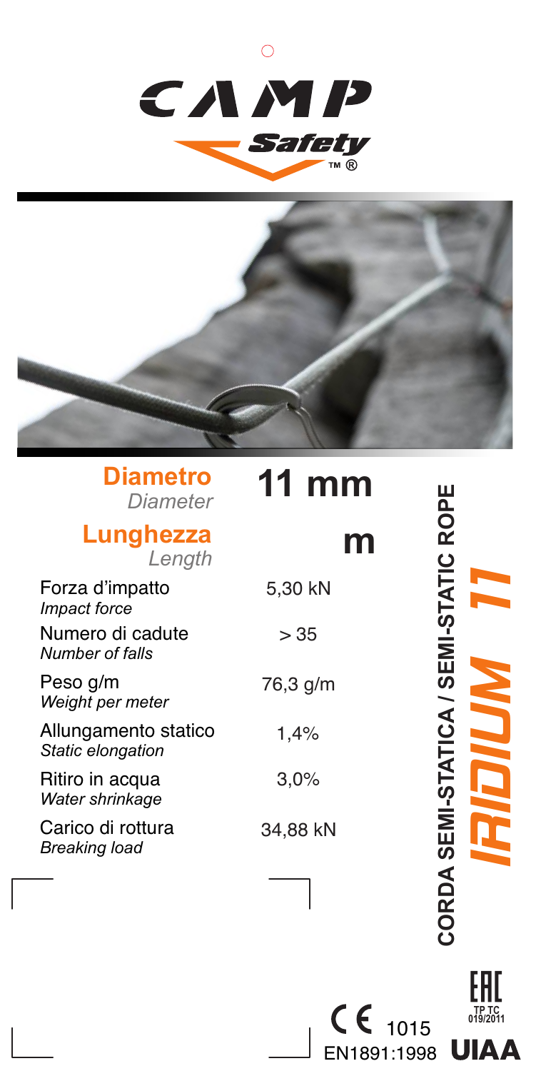CAMP

Safety ™ ®

| | |
|---|---|
| **Diametro** *Diameter* | **11 mm** |
| **Lunghezza** *Length* | **m** |
| Forza d'impatto *Impact force* | 5,30 kN |
| Numero di cadute *Number of falls* | > 35 |
| Peso g/m *Weight per meter* | 76,3 g/m |
| Allungamento statico *Static elongation* | 1,4% |
| Ritiro in acqua *Water shrinkage* | 3,0% |
| Carico di rottura *Breaking load* | 34,88 kN |

**CORDA SEMI-STATICA / SEMI-STATIC ROPE**

**IRIDIUM 11**

CE 1015

EN1891:1998

EAC TP TC 019/2011

UIAA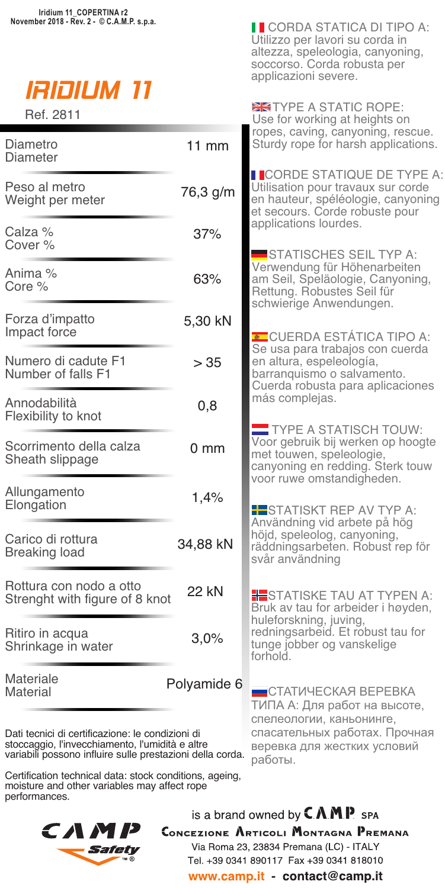Iridium 11_COPERTINA r2
November 2018 - Rev. 2 - © C.A.M.P. s.p.a.

# IRIDIUM 11

Ref. 2811

| | |
|---|---|
| Diametro<br>Diameter | 11 mm |
| Peso al metro<br>Weight per meter | 76,3 g/m |
| Calza %<br>Cover % | 37% |
| Anima %<br>Core % | 63% |
| Forza d'impatto<br>Impact force | 5,30 kN |
| Numero di cadute F1<br>Number of falls F1 | > 35 |
| Annodabilità<br>Flexibility to knot | 0,8 |
| Scorrimento della calza<br>Sheath slippage | 0 mm |
| Allungamento<br>Elongation | 1,4% |
| Carico di rottura<br>Breaking load | 34,88 kN |
| Rottura con nodo a otto<br>Strenght with figure of 8 knot | 22 kN |
| Ritiro in acqua<br>Shrinkage in water | 3,0% |
| Materiale<br>Material | Polyamide 6 |

Dati tecnici di certificazione: le condizioni di stoccaggio, l'invecchiamento, l'umidità e altre variabili possono influire sulle prestazioni della corda.

Certification technical data: stock conditions, ageing, moisture and other variables may affect rope performances.

CORDA STATICA DI TIPO A: Utilizzo per lavori su corda in altezza, speleologia, canyoning, soccorso. Corda robusta per applicazioni severe.

TYPE A STATIC ROPE: Use for working at heights on ropes, caving, canyoning, rescue. Sturdy rope for harsh applications.

CORDE STATIQUE DE TYPE A: Utilisation pour travaux sur corde en hauteur, spéléologie, canyoning et secours. Corde robuste pour applications lourdes.

STATISCHES SEIL TYP A: Verwendung für Höhenarbeiten am Seil, Speläologie, Canyoning, Rettung. Robustes Seil für schwierige Anwendungen.

CUERDA ESTÁTICA TIPO A: Se usa para trabajos con cuerda en altura, espeleología, barranquismo o salvamento. Cuerda robusta para aplicaciones más complejas.

TYPE A STATISCH TOUW: Voor gebruik bij werken op hoogte met touwen, speleologie, canyoning en redding. Sterk touw voor ruwe omstandigheden.

STATISKT REP AV TYP A: Användning vid arbete på hög höjd, speleolog, canyoning, räddningsarbeten. Robust rep för svår användning

STATISKE TAU AT TYPEN A: Bruk av tau for arbeider i høyden, huleforskning, juving, redningsarbeid. Et robust tau for tunge jobber og vanskelige forhold.

СТАТИЧЕСКАЯ ВЕРЕВКА ТИПА А: Для работ на высоте, спелеологии, каньонинге, спасательных работах. Прочная веревка для жестких условий работы.

CAMP Safety

is a brand owned by C.A.M.P. SPA
CONCEZIONE ARTICOLI MONTAGNA PREMANA
Via Roma 23, 23834 Premana (LC) - ITALY
Tel. +39 0341 890117 Fax +39 0341 818010
www.camp.it - contact@camp.it